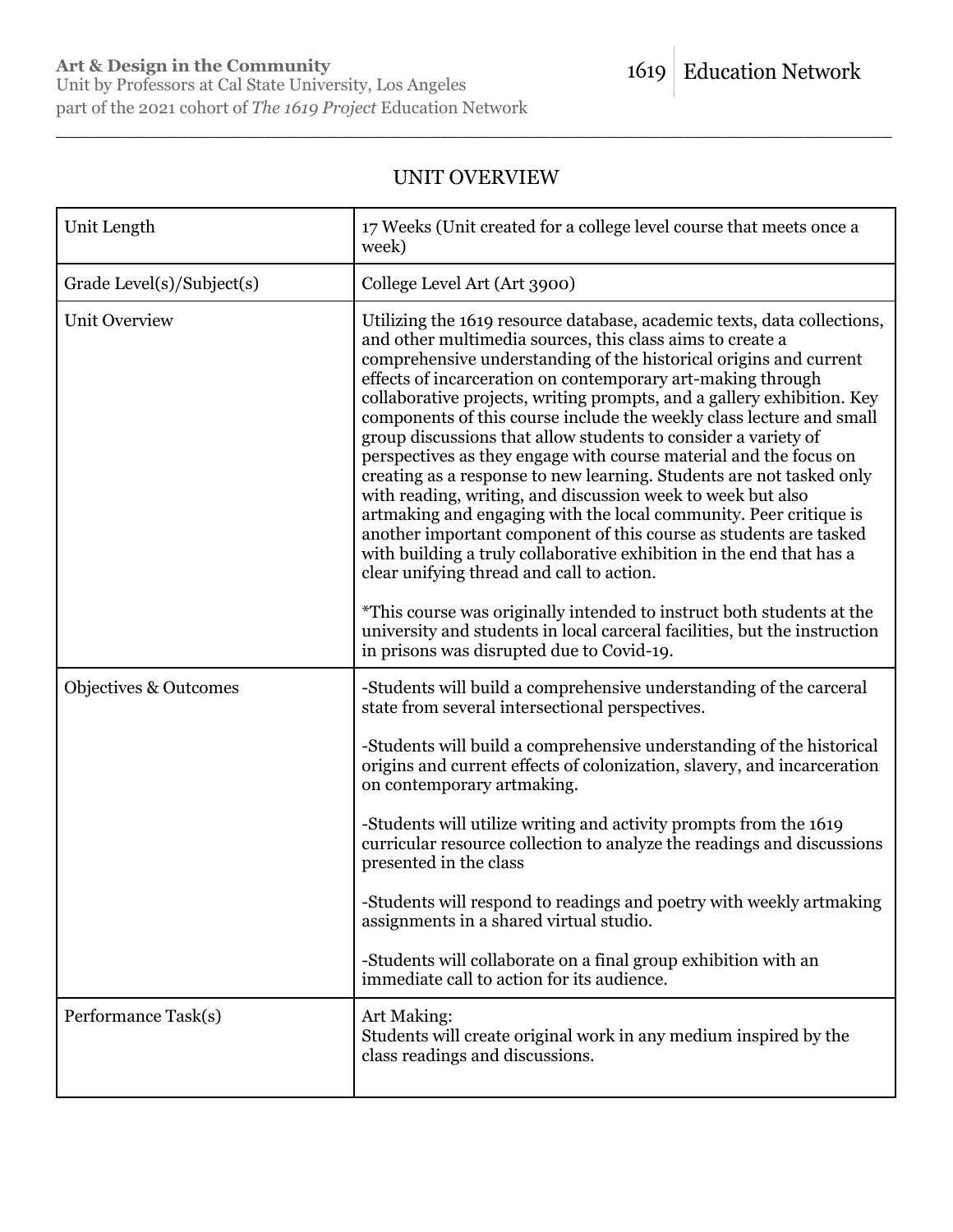**Art & Design in the Community**
Unit by Professors at Cal State University, Los Angeles
part of the 2021 cohort of *The 1619 Project* Education Network

1619 | Education Network

## UNIT OVERVIEW

| | |
|---|---|
| Unit Length | 17 Weeks (Unit created for a college level course that meets once a week) |
| Grade Level(s)/Subject(s) | College Level Art (Art 3900) |
| Unit Overview | Utilizing the 1619 resource database, academic texts, data collections, and other multimedia sources, this class aims to create a comprehensive understanding of the historical origins and current effects of incarceration on contemporary art-making through collaborative projects, writing prompts, and a gallery exhibition. Key components of this course include the weekly class lecture and small group discussions that allow students to consider a variety of perspectives as they engage with course material and the focus on creating as a response to new learning. Students are not tasked only with reading, writing, and discussion week to week but also artmaking and engaging with the local community. Peer critique is another important component of this course as students are tasked with building a truly collaborative exhibition in the end that has a clear unifying thread and call to action.<br><br>*This course was originally intended to instruct both students at the university and students in local carceral facilities, but the instruction in prisons was disrupted due to Covid-19. |
| Objectives & Outcomes | -Students will build a comprehensive understanding of the carceral state from several intersectional perspectives.<br><br>-Students will build a comprehensive understanding of the historical origins and current effects of colonization, slavery, and incarceration on contemporary artmaking.<br><br>-Students will utilize writing and activity prompts from the 1619 curricular resource collection to analyze the readings and discussions presented in the class<br><br>-Students will respond to readings and poetry with weekly artmaking assignments in a shared virtual studio.<br><br>-Students will collaborate on a final group exhibition with an immediate call to action for its audience. |
| Performance Task(s) | Art Making:<br>Students will create original work in any medium inspired by the class readings and discussions. |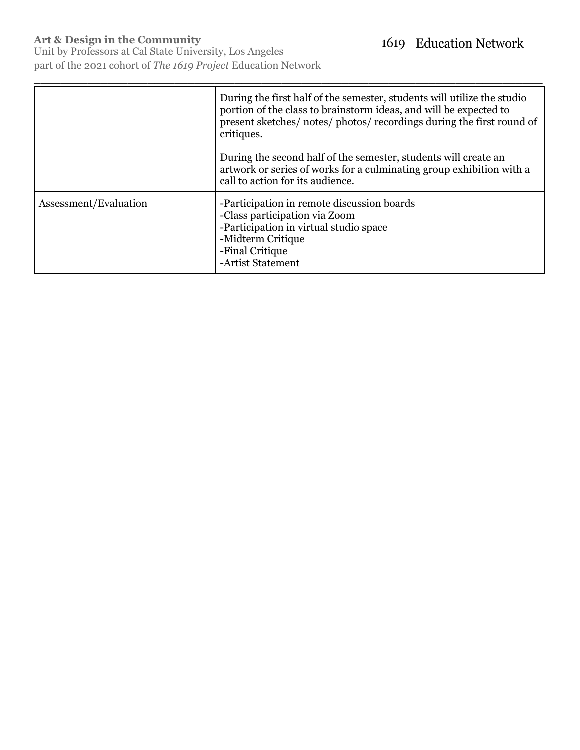|  |  |
| --- | --- |
|  | During the first half of the semester, students will utilize the studio portion of the class to brainstorm ideas, and will be expected to present sketches/ notes/ photos/ recordings during the first round of critiques.<br><br>During the second half of the semester, students will create an artwork or series of works for a culminating group exhibition with a call to action for its audience. |
| Assessment/Evaluation | -Participation in remote discussion boards<br>-Class participation via Zoom<br>-Participation in virtual studio space<br>-Midterm Critique<br>-Final Critique<br>-Artist Statement |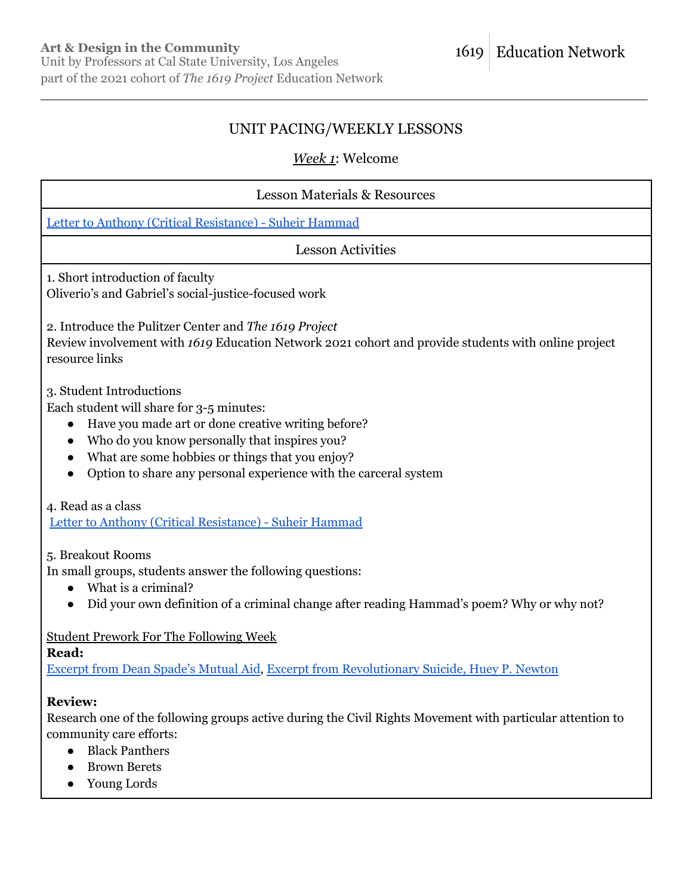## UNIT PACING/WEEKLY LESSONS

### *Week 1*: Welcome

| Lesson Materials & Resources |
| --- |
| [Letter to Anthony (Critical Resistance) - Suheir Hammad]() |

**Lesson Activities**

1. Short introduction of faculty
Oliverio's and Gabriel's social-justice-focused work

2. Introduce the Pulitzer Center and *The 1619 Project*
Review involvement with *1619* Education Network 2021 cohort and provide students with online project resource links

3. Student Introductions
Each student will share for 3-5 minutes:
- Have you made art or done creative writing before?
- Who do you know personally that inspires you?
- What are some hobbies or things that you enjoy?
- Option to share any personal experience with the carceral system

4. Read as a class
[Letter to Anthony (Critical Resistance) - Suheir Hammad]()

5. Breakout Rooms
In small groups, students answer the following questions:
- What is a criminal?
- Did your own definition of a criminal change after reading Hammad's poem? Why or why not?

Student Prework For The Following Week

**Read:**
[Excerpt from Dean Spade's Mutual Aid](), [Excerpt from Revolutionary Suicide, Huey P. Newton]()

**Review:**
Research one of the following groups active during the Civil Rights Movement with particular attention to community care efforts:
- Black Panthers
- Brown Berets
- Young Lords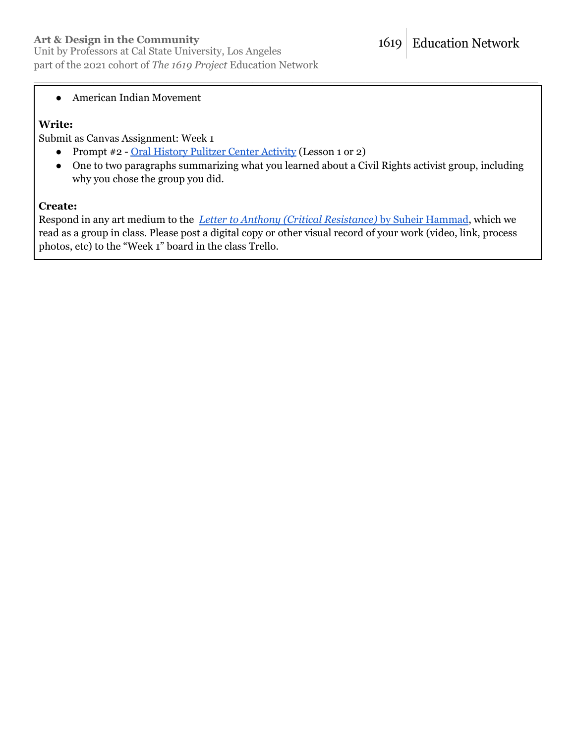- American Indian Movement

**Write:**
Submit as Canvas Assignment: Week 1

- Prompt #2 - Oral History Pulitzer Center Activity (Lesson 1 or 2)
- One to two paragraphs summarizing what you learned about a Civil Rights activist group, including why you chose the group you did.

**Create:**
Respond in any art medium to the *Letter to Anthony (Critical Resistance)* by Suheir Hammad, which we read as a group in class. Please post a digital copy or other visual record of your work (video, link, process photos, etc) to the "Week 1" board in the class Trello.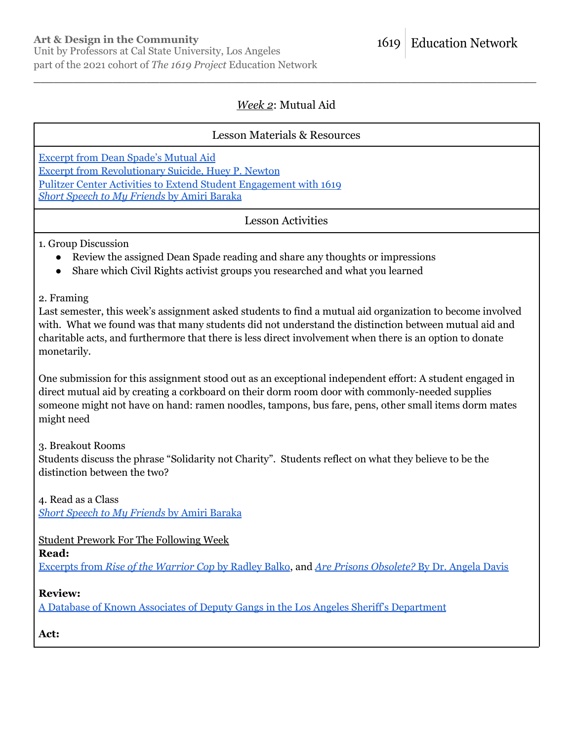## *Week 2*: Mutual Aid

### Lesson Materials & Resources

Excerpt from Dean Spade's Mutual Aid
Excerpt from Revolutionary Suicide, Huey P. Newton
Pulitzer Center Activities to Extend Student Engagement with 1619
*Short Speech to My Friends* by Amiri Baraka

### Lesson Activities

1. Group Discussion
- Review the assigned Dean Spade reading and share any thoughts or impressions
- Share which Civil Rights activist groups you researched and what you learned

2. Framing
Last semester, this week's assignment asked students to find a mutual aid organization to become involved with. What we found was that many students did not understand the distinction between mutual aid and charitable acts, and furthermore that there is less direct involvement when there is an option to donate monetarily.

One submission for this assignment stood out as an exceptional independent effort: A student engaged in direct mutual aid by creating a corkboard on their dorm room door with commonly-needed supplies someone might not have on hand: ramen noodles, tampons, bus fare, pens, other small items dorm mates might need

3. Breakout Rooms
Students discuss the phrase "Solidarity not Charity". Students reflect on what they believe to be the distinction between the two?

4. Read as a Class
*Short Speech to My Friends* by Amiri Baraka

Student Prework For The Following Week

**Read:**
Excerpts from *Rise of the Warrior Cop* by Radley Balko, and *Are Prisons Obsolete?* By Dr. Angela Davis

**Review:**
A Database of Known Associates of Deputy Gangs in the Los Angeles Sheriff's Department

**Act:**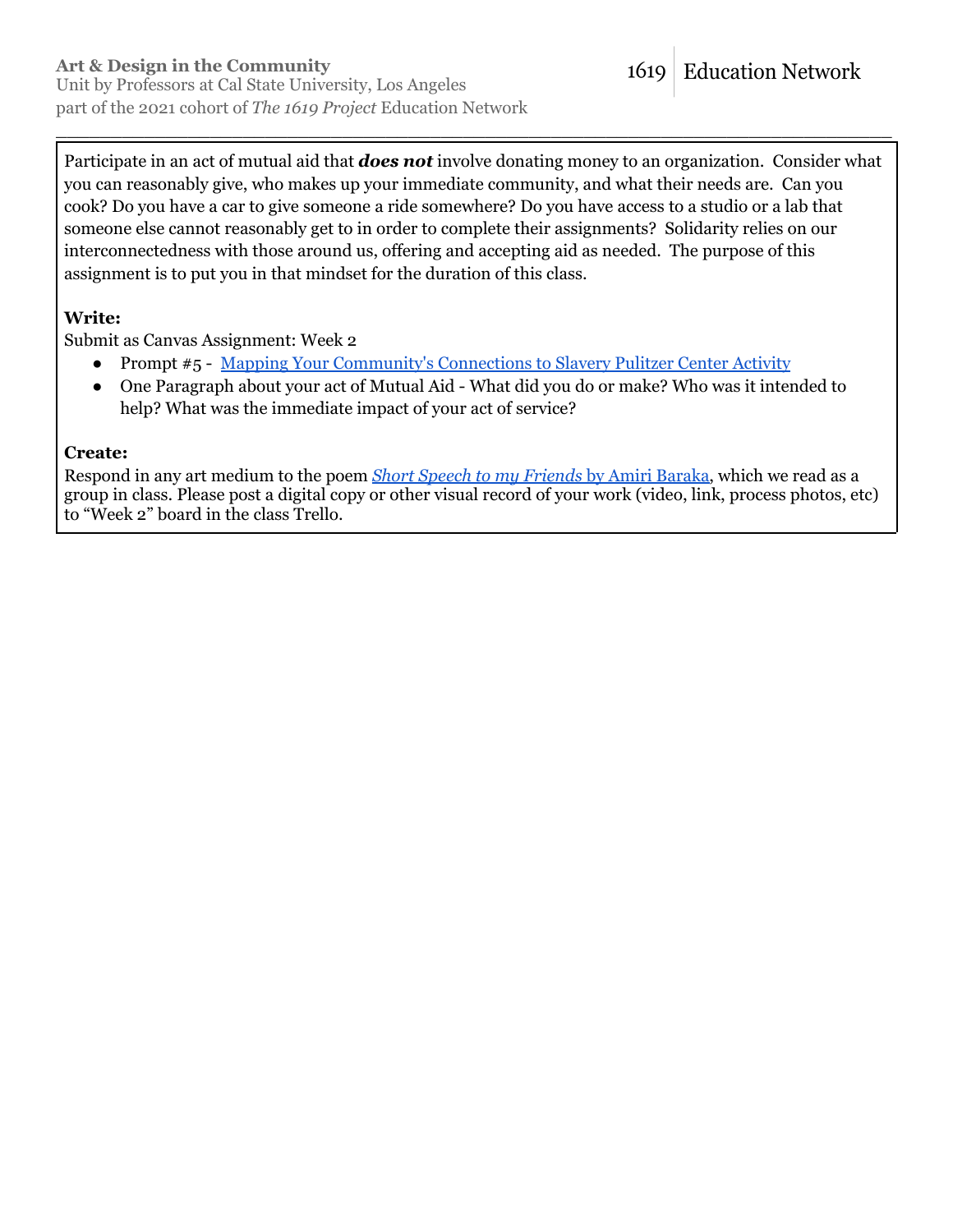Participate in an act of mutual aid that ***does not*** involve donating money to an organization. Consider what you can reasonably give, who makes up your immediate community, and what their needs are. Can you cook? Do you have a car to give someone a ride somewhere? Do you have access to a studio or a lab that someone else cannot reasonably get to in order to complete their assignments? Solidarity relies on our interconnectedness with those around us, offering and accepting aid as needed. The purpose of this assignment is to put you in that mindset for the duration of this class.

**Write:**

Submit as Canvas Assignment: Week 2

- Prompt #5 - Mapping Your Community's Connections to Slavery Pulitzer Center Activity
- One Paragraph about your act of Mutual Aid - What did you do or make? Who was it intended to help? What was the immediate impact of your act of service?

**Create:**

Respond in any art medium to the poem *Short Speech to my Friends* by Amiri Baraka, which we read as a group in class. Please post a digital copy or other visual record of your work (video, link, process photos, etc) to "Week 2" board in the class Trello.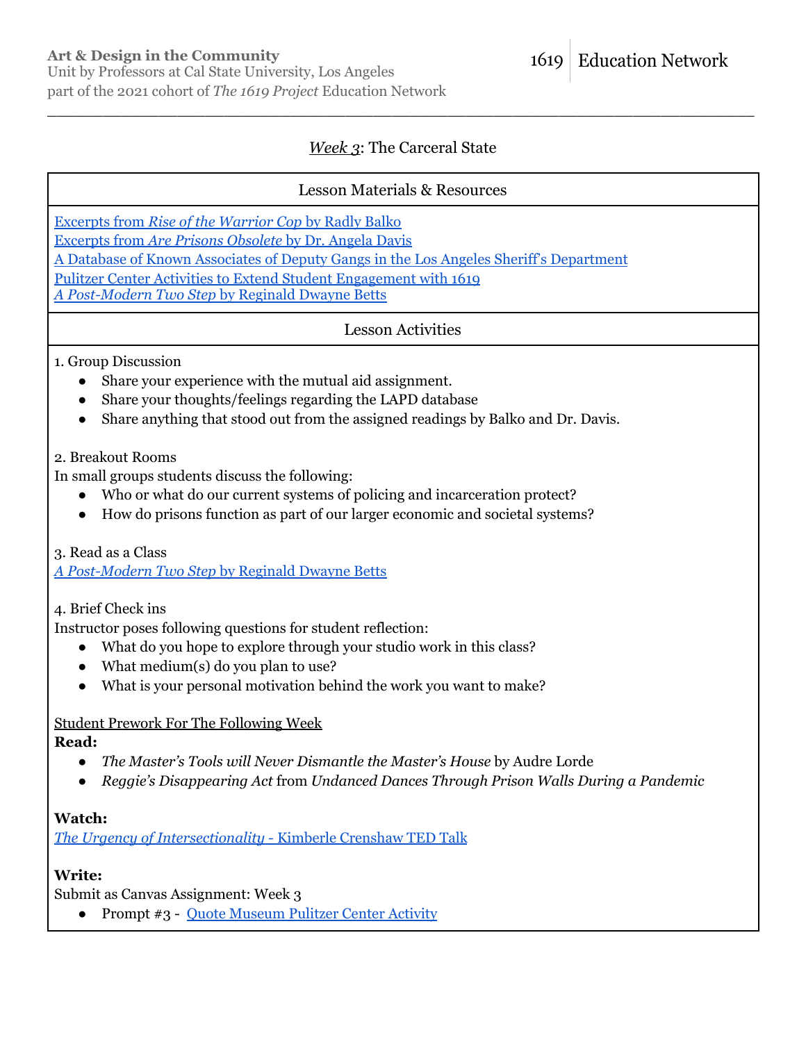## *Week 3*: The Carceral State

### Lesson Materials & Resources

[Excerpts from *Rise of the Warrior Cop* by Radly Balko]
[Excerpts from *Are Prisons Obsolete* by Dr. Angela Davis]
[A Database of Known Associates of Deputy Gangs in the Los Angeles Sheriff's Department]
[Pulitzer Center Activities to Extend Student Engagement with 1619]
[*A Post-Modern Two Step* by Reginald Dwayne Betts]

### Lesson Activities

1. Group Discussion
   - Share your experience with the mutual aid assignment.
   - Share your thoughts/feelings regarding the LAPD database
   - Share anything that stood out from the assigned readings by Balko and Dr. Davis.

2. Breakout Rooms

   In small groups students discuss the following:
   - Who or what do our current systems of policing and incarceration protect?
   - How do prisons function as part of our larger economic and societal systems?

3. Read as a Class

   [*A Post-Modern Two Step* by Reginald Dwayne Betts]

4. Brief Check ins

   Instructor poses following questions for student reflection:
   - What do you hope to explore through your studio work in this class?
   - What medium(s) do you plan to use?
   - What is your personal motivation behind the work you want to make?

Student Prework For The Following Week

**Read:**
- *The Master's Tools will Never Dismantle the Master's House* by Audre Lorde
- *Reggie's Disappearing Act* from *Undanced Dances Through Prison Walls During a Pandemic*

**Watch:**

[*The Urgency of Intersectionality* - Kimberle Crenshaw TED Talk]

**Write:**

Submit as Canvas Assignment: Week 3
- Prompt #3 - [Quote Museum Pulitzer Center Activity]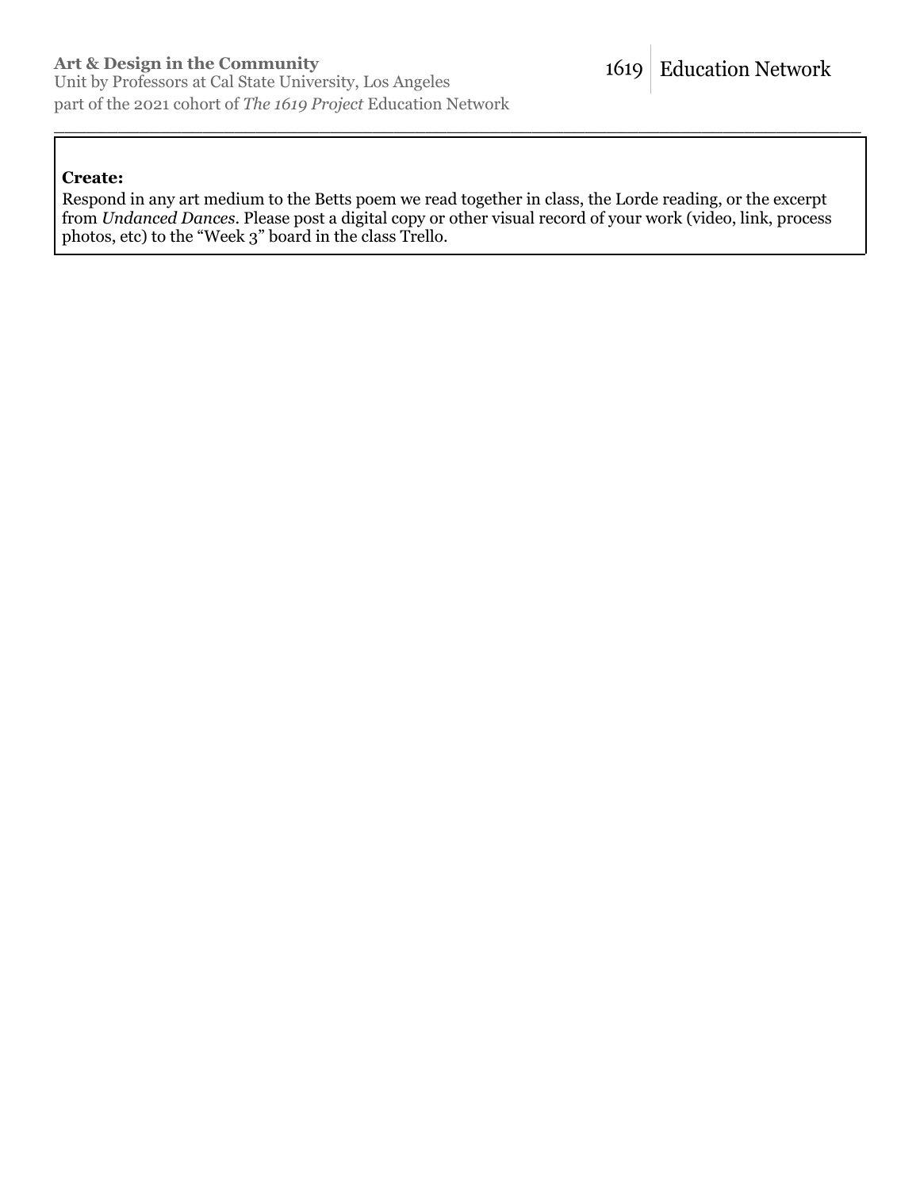**Create:**

Respond in any art medium to the Betts poem we read together in class, the Lorde reading, or the excerpt from *Undanced Dances*. Please post a digital copy or other visual record of your work (video, link, process photos, etc) to the "Week 3" board in the class Trello.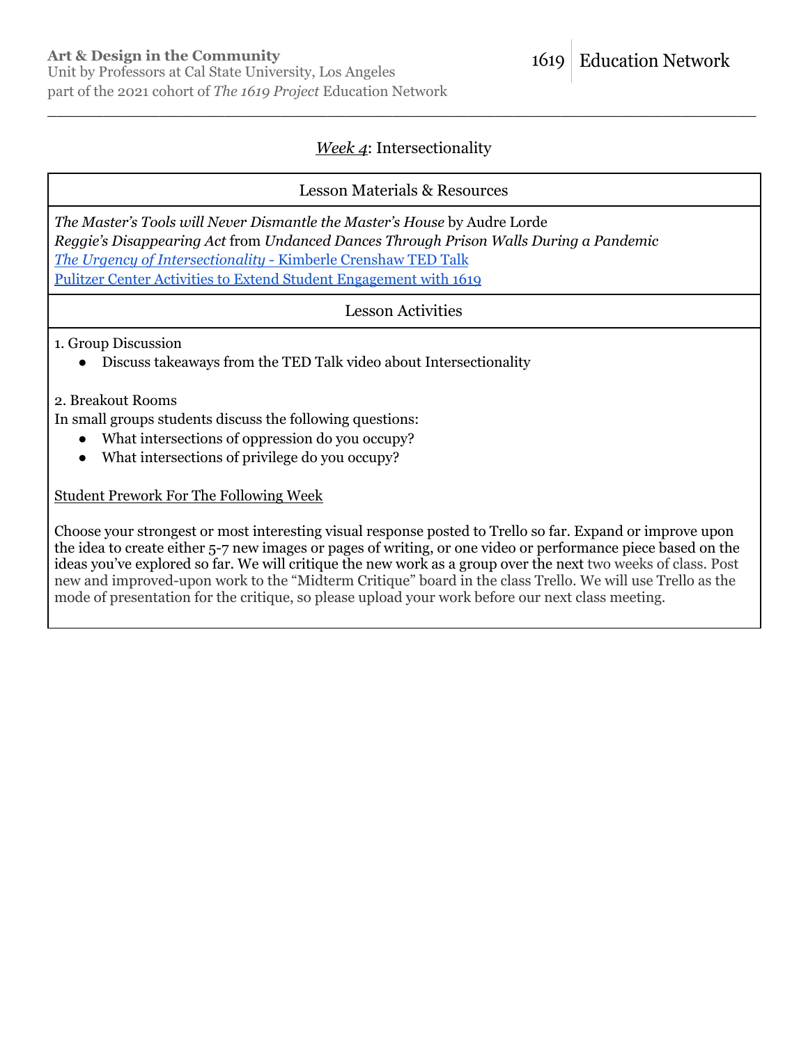## *Week 4*: Intersectionality

### Lesson Materials & Resources

*The Master's Tools will Never Dismantle the Master's House* by Audre Lorde
*Reggie's Disappearing Act* from *Undanced Dances Through Prison Walls During a Pandemic*
[*The Urgency of Intersectionality* - Kimberle Crenshaw TED Talk]()
[Pulitzer Center Activities to Extend Student Engagement with 1619]()

### Lesson Activities

1. Group Discussion
   - Discuss takeaways from the TED Talk video about Intersectionality

2. Breakout Rooms
In small groups students discuss the following questions:
   - What intersections of oppression do you occupy?
   - What intersections of privilege do you occupy?

Student Prework For The Following Week

Choose your strongest or most interesting visual response posted to Trello so far. Expand or improve upon the idea to create either 5-7 new images or pages of writing, or one video or performance piece based on the ideas you've explored so far. We will critique the new work as a group over the next two weeks of class. Post new and improved-upon work to the "Midterm Critique" board in the class Trello. We will use Trello as the mode of presentation for the critique, so please upload your work before our next class meeting.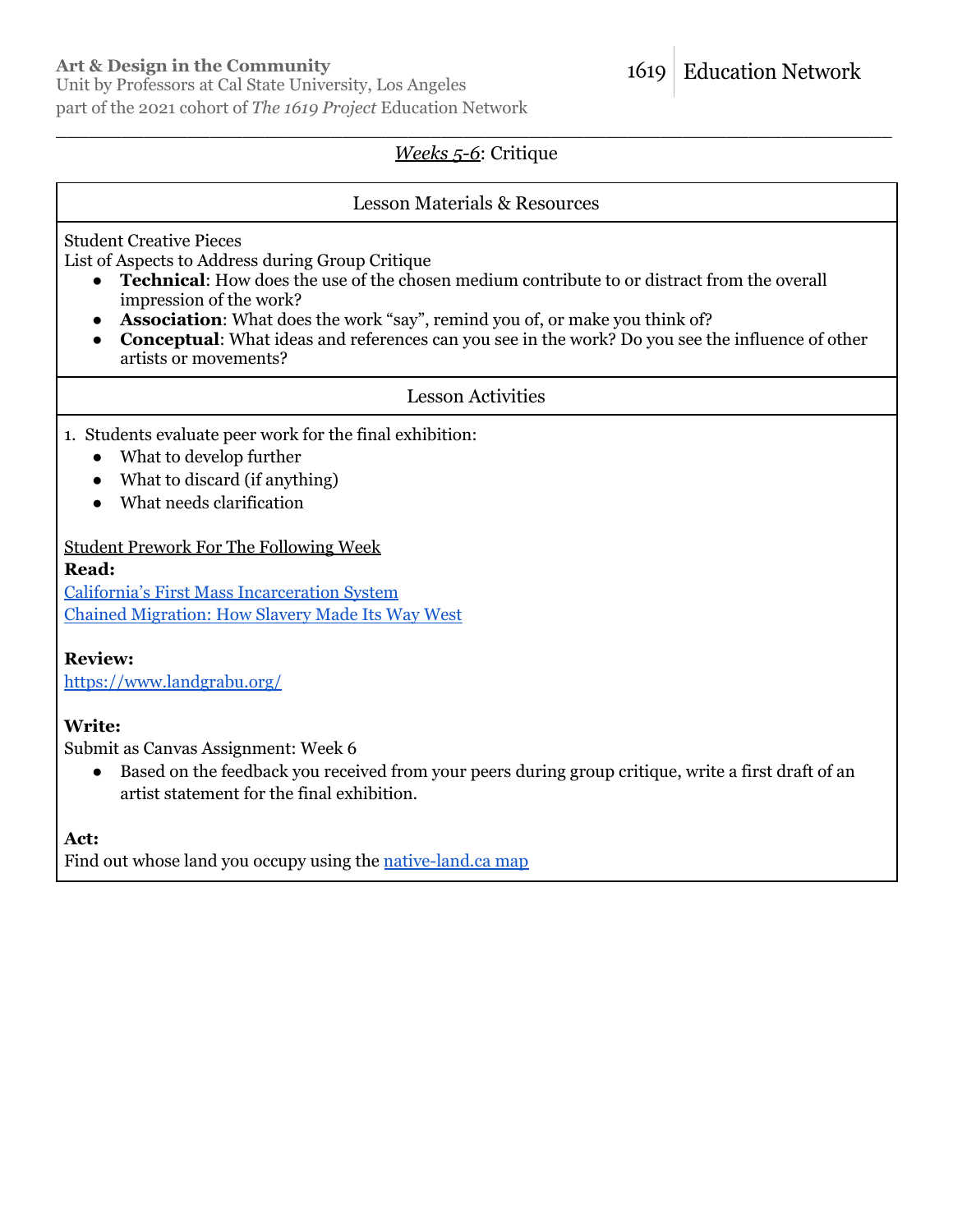## *Weeks 5-6*: Critique

### Lesson Materials & Resources

Student Creative Pieces
List of Aspects to Address during Group Critique

- **Technical**: How does the use of the chosen medium contribute to or distract from the overall impression of the work?
- **Association**: What does the work "say", remind you of, or make you think of?
- **Conceptual**: What ideas and references can you see in the work? Do you see the influence of other artists or movements?

### Lesson Activities

1. Students evaluate peer work for the final exhibition:
   - What to develop further
   - What to discard (if anything)
   - What needs clarification

Student Prework For The Following Week

**Read:**
California's First Mass Incarceration System
Chained Migration: How Slavery Made Its Way West

**Review:**
https://www.landgrabu.org/

**Write:**
Submit as Canvas Assignment: Week 6

- Based on the feedback you received from your peers during group critique, write a first draft of an artist statement for the final exhibition.

**Act:**
Find out whose land you occupy using the native-land.ca map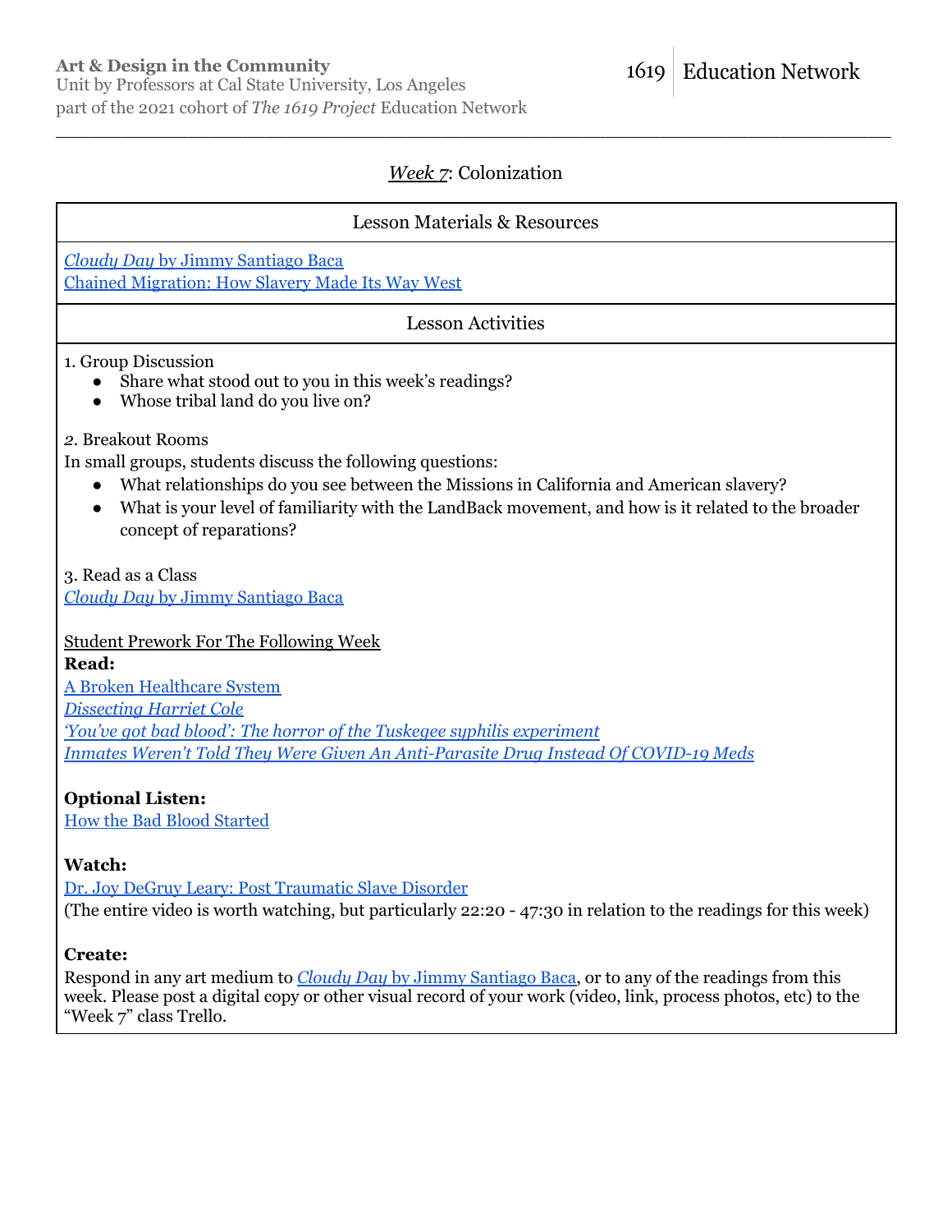## *Week 7*: Colonization

### Lesson Materials & Resources

*Cloudy Day* by Jimmy Santiago Baca
Chained Migration: How Slavery Made Its Way West

### Lesson Activities

1. Group Discussion
   - Share what stood out to you in this week's readings?
   - Whose tribal land do you live on?

*2*. Breakout Rooms
In small groups, students discuss the following questions:
- What relationships do you see between the Missions in California and American slavery?
- What is your level of familiarity with the LandBack movement, and how is it related to the broader concept of reparations?

3. Read as a Class
*Cloudy Day* by Jimmy Santiago Baca

Student Prework For The Following Week

**Read:**
A Broken Healthcare System
*Dissecting Harriet Cole*
*'You've got bad blood': The horror of the Tuskegee syphilis experiment*
*Inmates Weren't Told They Were Given An Anti-Parasite Drug Instead Of COVID-19 Meds*

**Optional Listen:**
How the Bad Blood Started

**Watch:**
Dr. Joy DeGruy Leary: Post Traumatic Slave Disorder
(The entire video is worth watching, but particularly 22:20 - 47:30 in relation to the readings for this week)

**Create:**
Respond in any art medium to *Cloudy Day* by Jimmy Santiago Baca, or to any of the readings from this week. Please post a digital copy or other visual record of your work (video, link, process photos, etc) to the "Week 7" class Trello.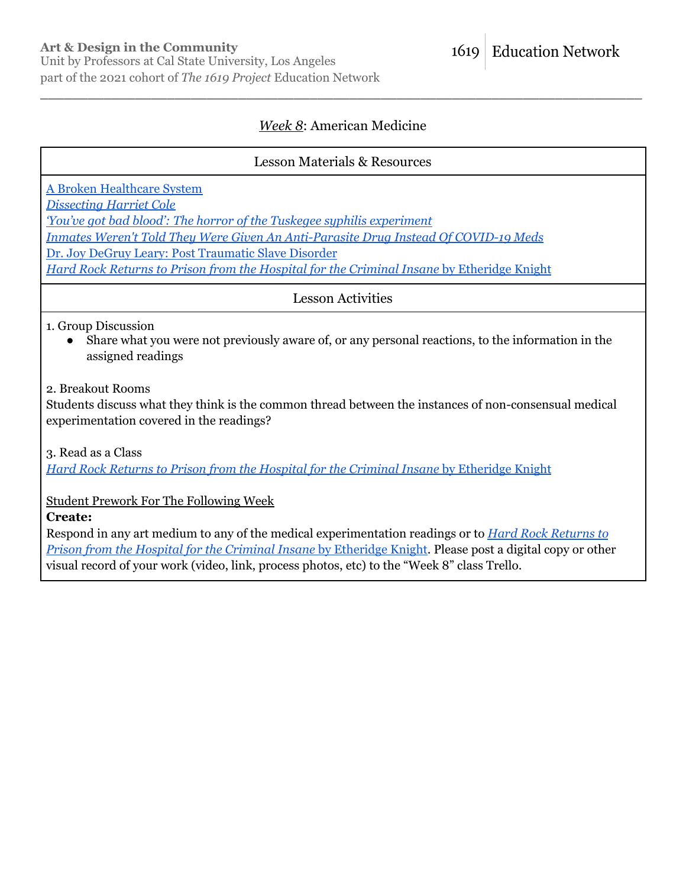## *Week 8*: American Medicine

**Lesson Materials & Resources**

A Broken Healthcare System
*Dissecting Harriet Cole*
*'You've got bad blood': The horror of the Tuskegee syphilis experiment*
*Inmates Weren't Told They Were Given An Anti-Parasite Drug Instead Of COVID-19 Meds*
Dr. Joy DeGruy Leary: Post Traumatic Slave Disorder
*Hard Rock Returns to Prison from the Hospital for the Criminal Insane* by Etheridge Knight

**Lesson Activities**

1. Group Discussion
   - Share what you were not previously aware of, or any personal reactions, to the information in the assigned readings

2. Breakout Rooms
Students discuss what they think is the common thread between the instances of non-consensual medical experimentation covered in the readings?

3. Read as a Class
*Hard Rock Returns to Prison from the Hospital for the Criminal Insane* by Etheridge Knight

Student Prework For The Following Week
**Create:**
Respond in any art medium to any of the medical experimentation readings or to *Hard Rock Returns to Prison from the Hospital for the Criminal Insane* by Etheridge Knight. Please post a digital copy or other visual record of your work (video, link, process photos, etc) to the "Week 8" class Trello.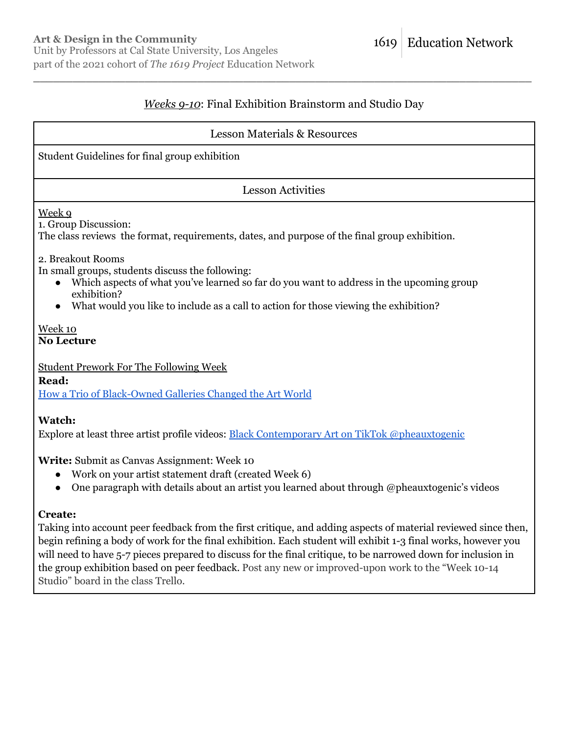## *Weeks 9-10*: Final Exhibition Brainstorm and Studio Day

### Lesson Materials & Resources

Student Guidelines for final group exhibition

### Lesson Activities

Week 9

1. Group Discussion:
The class reviews the format, requirements, dates, and purpose of the final group exhibition.

2. Breakout Rooms
In small groups, students discuss the following:

- Which aspects of what you've learned so far do you want to address in the upcoming group exhibition?
- What would you like to include as a call to action for those viewing the exhibition?

Week 10

**No Lecture**

Student Prework For The Following Week

**Read:**

How a Trio of Black-Owned Galleries Changed the Art World

**Watch:**

Explore at least three artist profile videos: Black Contemporary Art on TikTok @pheauxtogenic

**Write:** Submit as Canvas Assignment: Week 10

- Work on your artist statement draft (created Week 6)
- One paragraph with details about an artist you learned about through @pheauxtogenic's videos

**Create:**

Taking into account peer feedback from the first critique, and adding aspects of material reviewed since then, begin refining a body of work for the final exhibition. Each student will exhibit 1-3 final works, however you will need to have 5-7 pieces prepared to discuss for the final critique, to be narrowed down for inclusion in the group exhibition based on peer feedback. Post any new or improved-upon work to the "Week 10-14 Studio" board in the class Trello.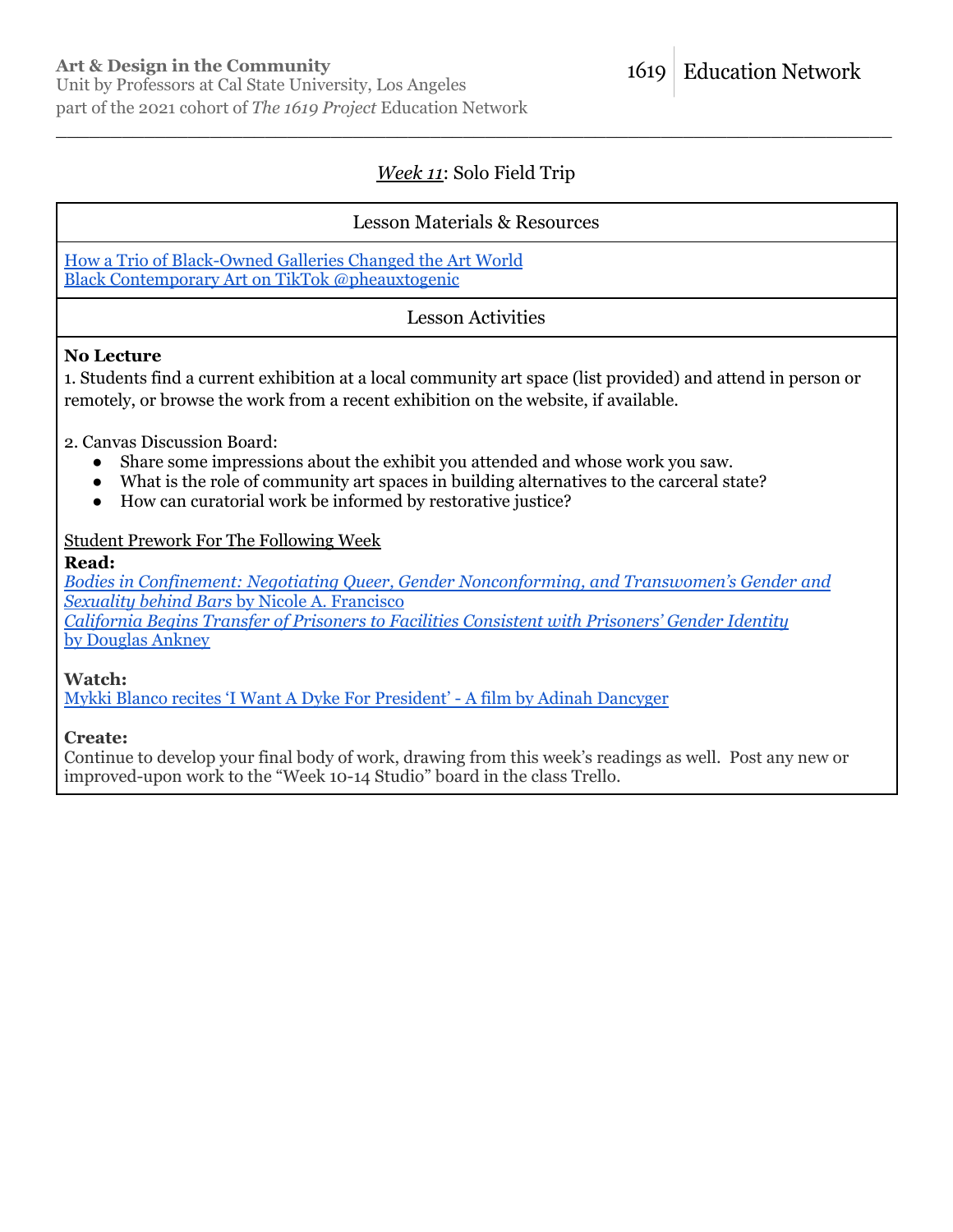## *Week 11*: Solo Field Trip

### Lesson Materials & Resources

How a Trio of Black-Owned Galleries Changed the Art World
Black Contemporary Art on TikTok @pheauxtogenic

### Lesson Activities

**No Lecture**

1. Students find a current exhibition at a local community art space (list provided) and attend in person or remotely, or browse the work from a recent exhibition on the website, if available.

2. Canvas Discussion Board:
   - Share some impressions about the exhibit you attended and whose work you saw.
   - What is the role of community art spaces in building alternatives to the carceral state?
   - How can curatorial work be informed by restorative justice?

Student Prework For The Following Week

**Read:**

*Bodies in Confinement: Negotiating Queer, Gender Nonconforming, and Transwomen's Gender and Sexuality behind Bars* by Nicole A. Francisco
*California Begins Transfer of Prisoners to Facilities Consistent with Prisoners' Gender Identity* by Douglas Ankney

**Watch:**

Mykki Blanco recites 'I Want A Dyke For President' - A film by Adinah Dancyger

**Create:**

Continue to develop your final body of work, drawing from this week's readings as well. Post any new or improved-upon work to the "Week 10-14 Studio" board in the class Trello.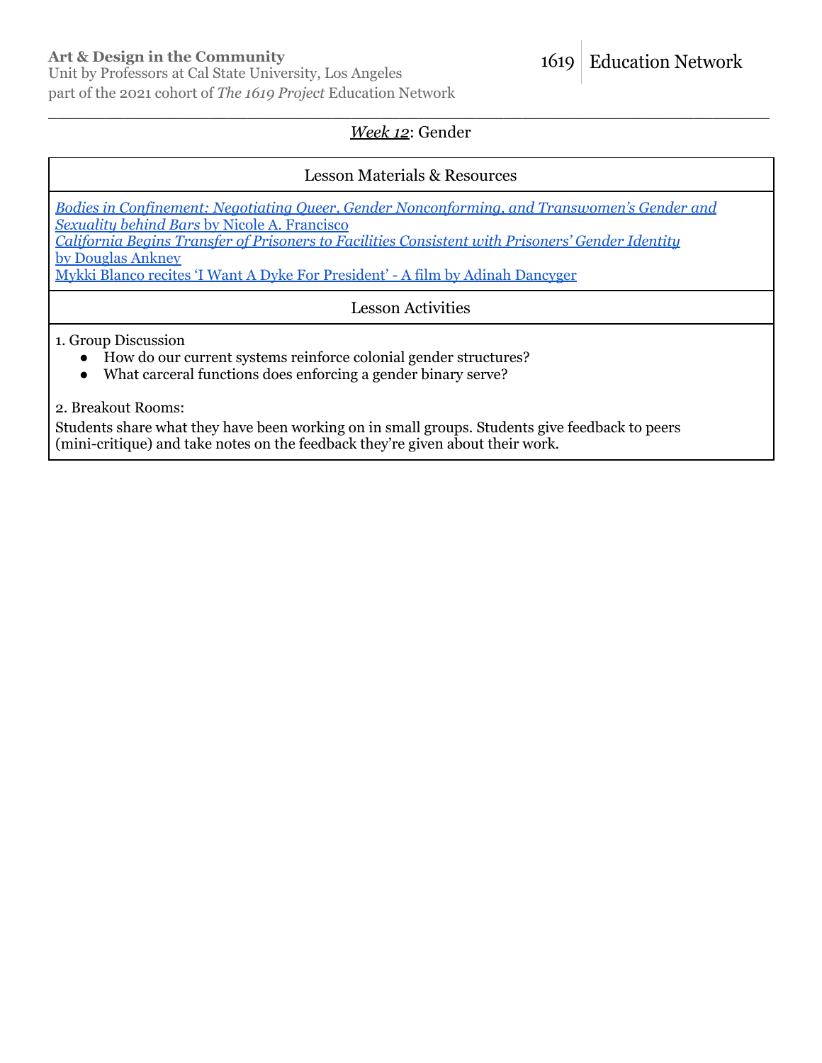## *Week 12*: Gender

| Lesson Materials & Resources |
|---|
| *Bodies in Confinement: Negotiating Queer, Gender Nonconforming, and Transwomen's Gender and Sexuality behind Bars* by Nicole A. Francisco<br>*California Begins Transfer of Prisoners to Facilities Consistent with Prisoners' Gender Identity* by Douglas Ankney<br>Mykki Blanco recites 'I Want A Dyke For President' - A film by Adinah Dancyger |

| Lesson Activities |
|---|
| 1. Group Discussion<br>● How do our current systems reinforce colonial gender structures?<br>● What carceral functions does enforcing a gender binary serve?<br><br>2. Breakout Rooms:<br>Students share what they have been working on in small groups. Students give feedback to peers (mini-critique) and take notes on the feedback they're given about their work. |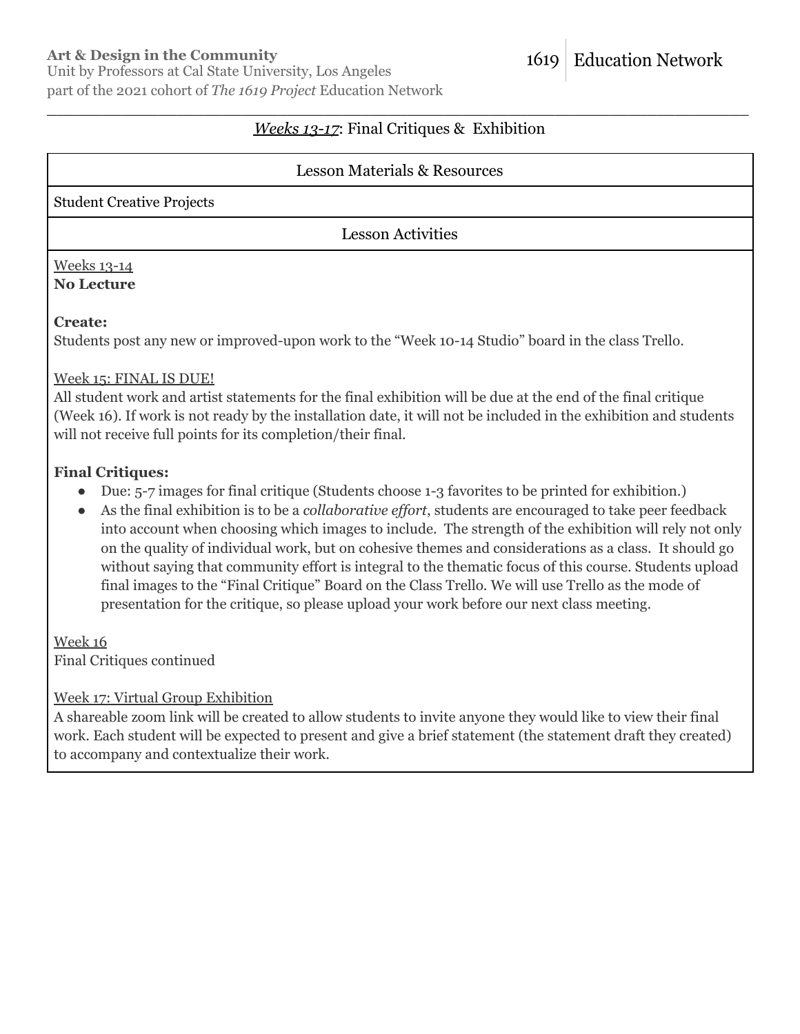## *Weeks 13-17*: Final Critiques & Exhibition

### Lesson Materials & Resources

Student Creative Projects

### Lesson Activities

Weeks 13-14
**No Lecture**

**Create:**
Students post any new or improved-upon work to the "Week 10-14 Studio" board in the class Trello.

Week 15: FINAL IS DUE!
All student work and artist statements for the final exhibition will be due at the end of the final critique (Week 16). If work is not ready by the installation date, it will not be included in the exhibition and students will not receive full points for its completion/their final.

**Final Critiques:**

- Due: 5-7 images for final critique (Students choose 1-3 favorites to be printed for exhibition.)
- As the final exhibition is to be a *collaborative effort*, students are encouraged to take peer feedback into account when choosing which images to include. The strength of the exhibition will rely not only on the quality of individual work, but on cohesive themes and considerations as a class. It should go without saying that community effort is integral to the thematic focus of this course. Students upload final images to the "Final Critique" Board on the Class Trello. We will use Trello as the mode of presentation for the critique, so please upload your work before our next class meeting.

Week 16
Final Critiques continued

Week 17: Virtual Group Exhibition
A shareable zoom link will be created to allow students to invite anyone they would like to view their final work. Each student will be expected to present and give a brief statement (the statement draft they created) to accompany and contextualize their work.